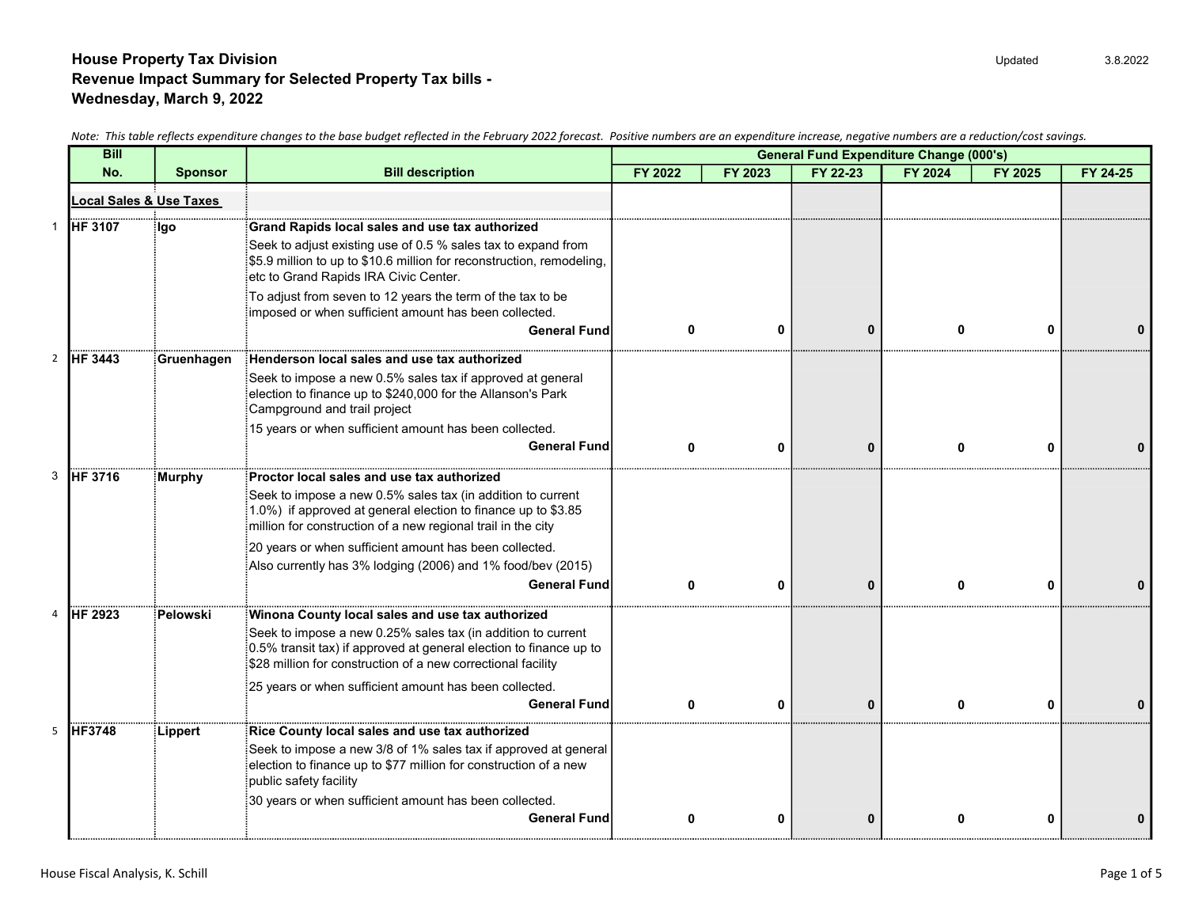# House Property Tax Division
## Revenue Impact Summary for Selected Property Tax bills - Wednesday, March 9, 2022

Updated 3.8.2022

*Note: This table reflects expenditure changes to the base budget reflected in the February 2022 forecast. Positive numbers are an expenditure increase, negative numbers are a reduction/cost savings.*

| | Bill No. | Sponsor | Bill description | FY 2022 | FY 2023 | FY 22-23 | FY 2024 | FY 2025 | FY 24-25 |
|---|---|---|---|---|---|---|---|---|---|
| | | | | **General Fund Expenditure Change (000's)** | | | | | |
| | **Local Sales & Use Taxes** | | | | | | | | |
| 1 | **HF 3107** | **Igo** | **Grand Rapids local sales and use tax authorized**<br>Seek to adjust existing use of 0.5 % sales tax to expand from $5.9 million to up to $10.6 million for reconstruction, remodeling, etc to Grand Rapids IRA Civic Center.<br>To adjust from seven to 12 years the term of the tax to be imposed or when sufficient amount has been collected.<br>**General Fund** | 0 | 0 | 0 | 0 | 0 | 0 |
| 2 | **HF 3443** | **Gruenhagen** | **Henderson local sales and use tax authorized**<br>Seek to impose a new 0.5% sales tax if approved at general election to finance up to $240,000 for the Allanson's Park Campground and trail project<br>15 years or when sufficient amount has been collected.<br>**General Fund** | 0 | 0 | 0 | 0 | 0 | 0 |
| 3 | **HF 3716** | **Murphy** | **Proctor local sales and use tax authorized**<br>Seek to impose a new 0.5% sales tax (in addition to current 1.0%) if approved at general election to finance up to $3.85 million for construction of a new regional trail in the city<br>20 years or when sufficient amount has been collected.<br>Also currently has 3% lodging (2006) and 1% food/bev (2015)<br>**General Fund** | 0 | 0 | 0 | 0 | 0 | 0 |
| 4 | **HF 2923** | **Pelowski** | **Winona County local sales and use tax authorized**<br>Seek to impose a new 0.25% sales tax (in addition to current 0.5% transit tax) if approved at general election to finance up to $28 million for construction of a new correctional facility<br>25 years or when sufficient amount has been collected.<br>**General Fund** | 0 | 0 | 0 | 0 | 0 | 0 |
| 5 | **HF3748** | **Lippert** | **Rice County local sales and use tax authorized**<br>Seek to impose a new 3/8 of 1% sales tax if approved at general election to finance up to $77 million for construction of a new public safety facility<br>30 years or when sufficient amount has been collected.<br>**General Fund** | 0 | 0 | 0 | 0 | 0 | 0 |

House Fiscal Analysis, K. Schill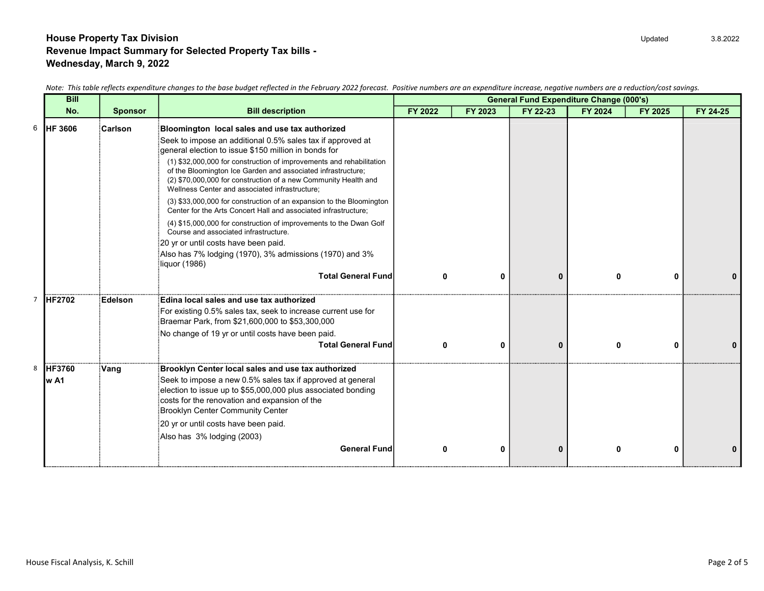# House Property Tax Division
## Revenue Impact Summary for Selected Property Tax bills - Wednesday, March 9, 2022

Updated 3.8.2022

*Note: This table reflects expenditure changes to the base budget reflected in the February 2022 forecast. Positive numbers are an expenditure increase, negative numbers are a reduction/cost savings.*

| | Bill No. | Sponsor | Bill description | General Fund Expenditure Change (000's) | | | | | |
|---|---|---|---|---|---|---|---|---|---|
| | | | | FY 2022 | FY 2023 | FY 22-23 | FY 2024 | FY 2025 | FY 24-25 |
| 6 | HF 3606 | Carlson | **Bloomington local sales and use tax authorized**<br>Seek to impose an additional 0.5% sales tax if approved at general election to issue $150 million in bonds for<br>(1) $32,000,000 for construction of improvements and rehabilitation of the Bloomington Ice Garden and associated infrastructure;<br>(2) $70,000,000 for construction of a new Community Health and Wellness Center and associated infrastructure;<br>(3) $33,000,000 for construction of an expansion to the Bloomington Center for the Arts Concert Hall and associated infrastructure;<br>(4) $15,000,000 for construction of improvements to the Dwan Golf Course and associated infrastructure.<br>20 yr or until costs have been paid.<br>Also has 7% lodging (1970), 3% admissions (1970) and 3% liquor (1986) | | | | | | |
| | | | **Total General Fund** | **0** | **0** | **0** | **0** | **0** | **0** |
| 7 | HF2702 | Edelson | **Edina local sales and use tax authorized**<br>For existing 0.5% sales tax, seek to increase current use for Braemar Park, from $21,600,000 to $53,300,000<br>No change of 19 yr or until costs have been paid. | | | | | | |
| | | | **Total General Fund** | **0** | **0** | **0** | **0** | **0** | **0** |
| 8 | HF3760 w A1 | Vang | **Brooklyn Center local sales and use tax authorized**<br>Seek to impose a new 0.5% sales tax if approved at general election to issue up to $55,000,000 plus associated bonding costs for the renovation and expansion of the Brooklyn Center Community Center<br>20 yr or until costs have been paid.<br>Also has 3% lodging (2003) | | | | | | |
| | | | **General Fund** | **0** | **0** | **0** | **0** | **0** | **0** |

House Fiscal Analysis, K. Schill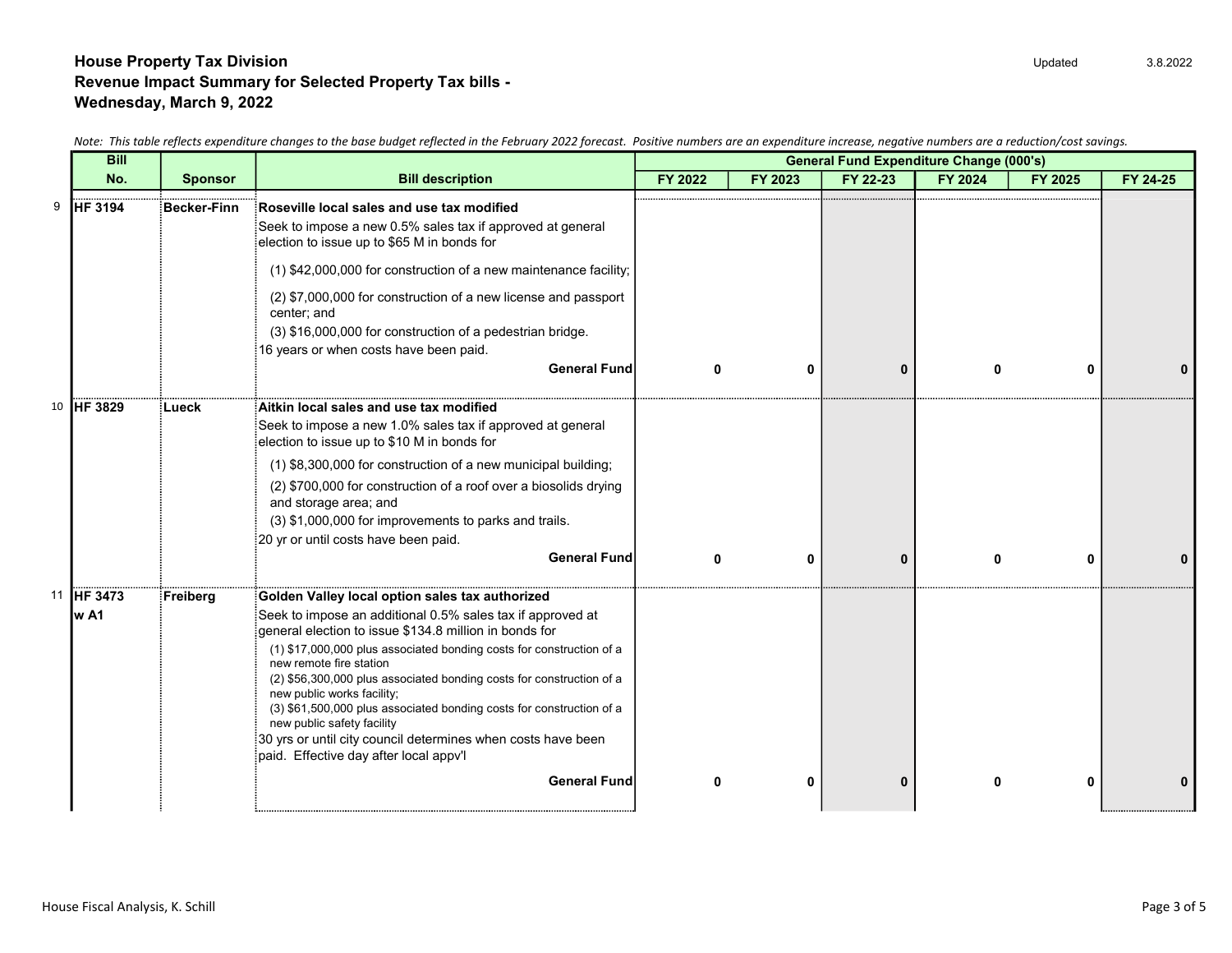**House Property Tax Division**
**Revenue Impact Summary for Selected Property Tax bills -**
**Wednesday, March 9, 2022**

Updated 3.8.2022

*Note: This table reflects expenditure changes to the base budget reflected in the February 2022 forecast. Positive numbers are an expenditure increase, negative numbers are a reduction/cost savings.*

| | Bill No. | Sponsor | Bill description | General Fund Expenditure Change (000's) | | | | | |
|---|---|---|---|---|---|---|---|---|---|
| | | | | FY 2022 | FY 2023 | FY 22-23 | FY 2024 | FY 2025 | FY 24-25 |
| 9 | HF 3194 | Becker-Finn | **Roseville local sales and use tax modified**<br>Seek to impose a new 0.5% sales tax if approved at general election to issue up to $65 M in bonds for<br>(1) $42,000,000 for construction of a new maintenance facility;<br>(2) $7,000,000 for construction of a new license and passport center; and<br>(3) $16,000,000 for construction of a pedestrian bridge.<br>16 years or when costs have been paid. | | | | | | |
| | | | **General Fund** | **0** | **0** | **0** | **0** | **0** | **0** |
| 10 | HF 3829 | Lueck | **Aitkin local sales and use tax modified**<br>Seek to impose a new 1.0% sales tax if approved at general election to issue up to $10 M in bonds for<br>(1) $8,300,000 for construction of a new municipal building;<br>(2) $700,000 for construction of a roof over a biosolids drying and storage area; and<br>(3) $1,000,000 for improvements to parks and trails.<br>20 yr or until costs have been paid. | | | | | | |
| | | | **General Fund** | **0** | **0** | **0** | **0** | **0** | **0** |
| 11 | HF 3473 w A1 | Freiberg | **Golden Valley local option sales tax authorized**<br>Seek to impose an additional 0.5% sales tax if approved at general election to issue $134.8 million in bonds for<br>(1) $17,000,000 plus associated bonding costs for construction of a new remote fire station<br>(2) $56,300,000 plus associated bonding costs for construction of a new public works facility;<br>(3) $61,500,000 plus associated bonding costs for construction of a new public safety facility<br>30 yrs or until city council determines when costs have been paid. Effective day after local appv'l | | | | | | |
| | | | **General Fund** | **0** | **0** | **0** | **0** | **0** | **0** |

House Fiscal Analysis, K. Schill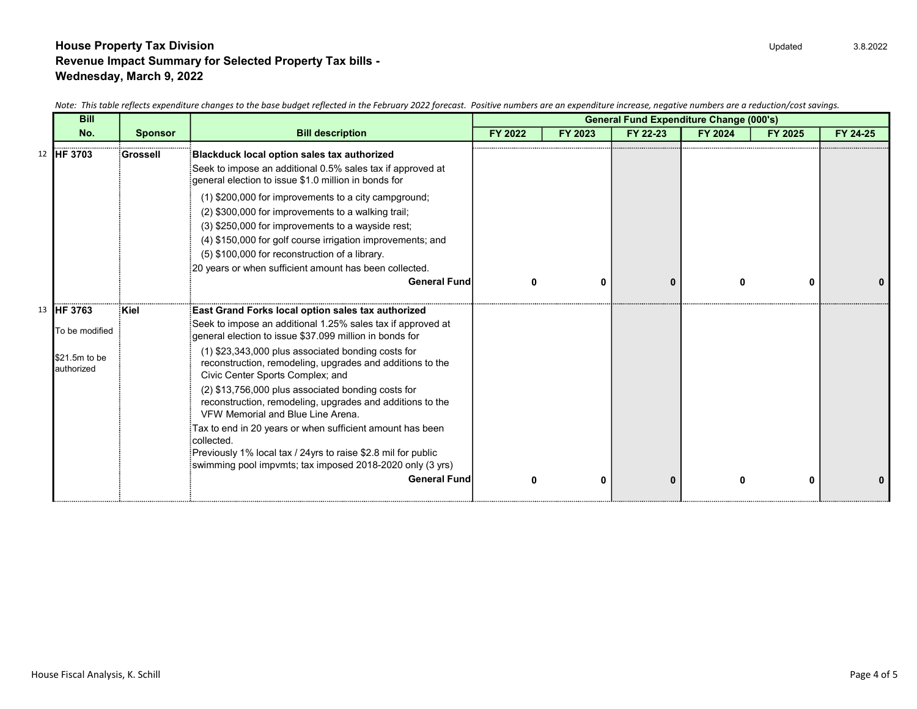**House Property Tax Division**
**Revenue Impact Summary for Selected Property Tax bills -**
**Wednesday, March 9, 2022**

Updated 3.8.2022

*Note: This table reflects expenditure changes to the base budget reflected in the February 2022 forecast. Positive numbers are an expenditure increase, negative numbers are a reduction/cost savings.*

| | Bill No. | Sponsor | Bill description | General Fund Expenditure Change (000's) | | | | | |
|---|---|---|---|---|---|---|---|---|---|
| | | | | FY 2022 | FY 2023 | FY 22-23 | FY 2024 | FY 2025 | FY 24-25 |
| 12 | **HF 3703** | **Grossell** | **Blackduck local option sales tax authorized**<br>Seek to impose an additional 0.5% sales tax if approved at general election to issue $1.0 million in bonds for<br>(1) $200,000 for improvements to a city campground;<br>(2) $300,000 for improvements to a walking trail;<br>(3) $250,000 for improvements to a wayside rest;<br>(4) $150,000 for golf course irrigation improvements; and<br>(5) $100,000 for reconstruction of a library.<br>20 years or when sufficient amount has been collected.<br>**General Fund** | **0** | **0** | **0** | **0** | **0** | **0** |
| 13 | **HF 3763**<br>To be modified<br>$21.5m to be authorized | **Kiel** | **East Grand Forks local option sales tax authorized**<br>Seek to impose an additional 1.25% sales tax if approved at general election to issue $37.099 million in bonds for<br>(1) $23,343,000 plus associated bonding costs for reconstruction, remodeling, upgrades and additions to the Civic Center Sports Complex; and<br>(2) $13,756,000 plus associated bonding costs for reconstruction, remodeling, upgrades and additions to the VFW Memorial and Blue Line Arena.<br>Tax to end in 20 years or when sufficient amount has been collected.<br>Previously 1% local tax / 24yrs to raise $2.8 mil for public swimming pool impvmts; tax imposed 2018-2020 only (3 yrs)<br>**General Fund** | **0** | **0** | **0** | **0** | **0** | **0** |

House Fiscal Analysis, K. Schill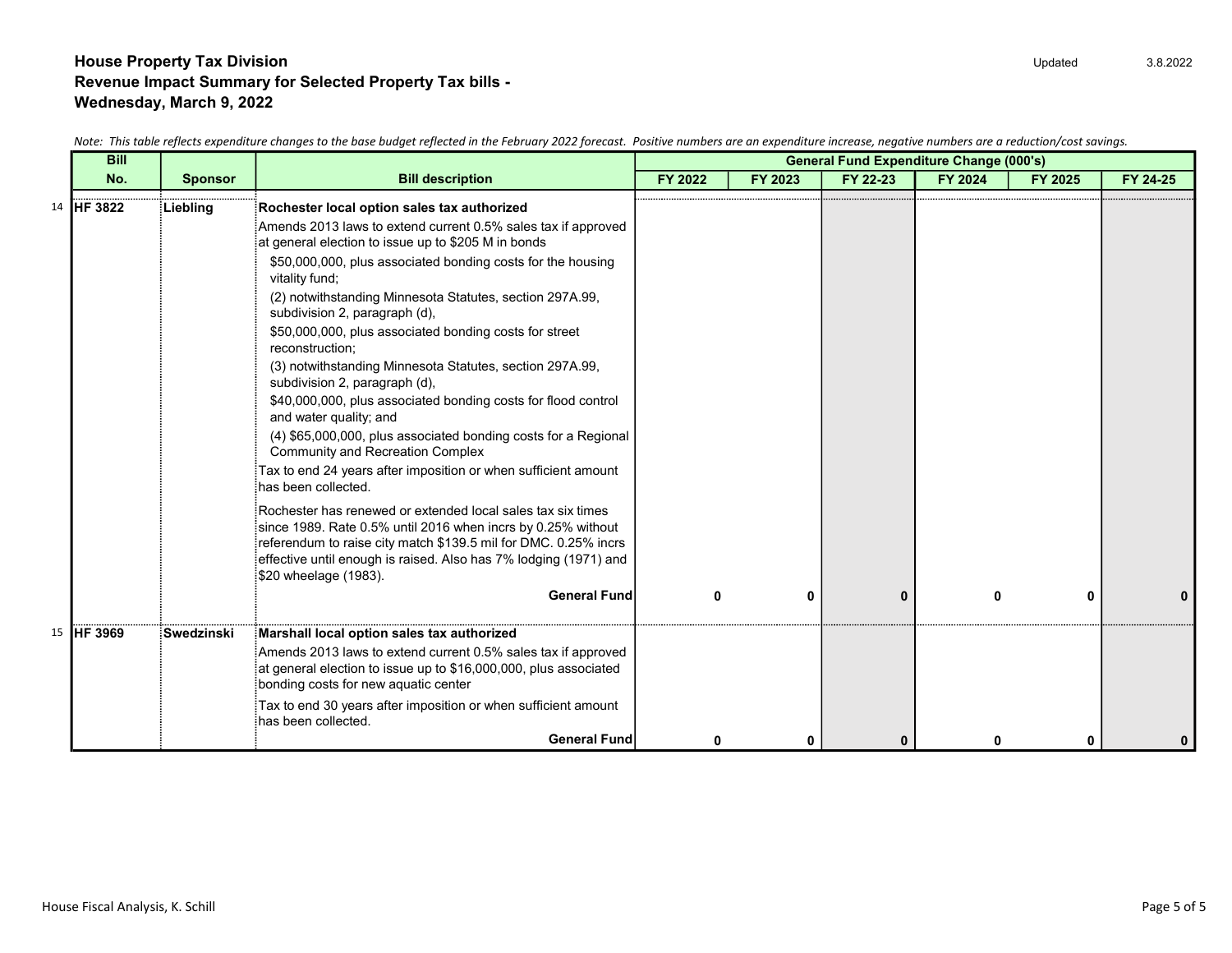**House Property Tax Division**
**Revenue Impact Summary for Selected Property Tax bills -**
**Wednesday, March 9, 2022**

Updated 3.8.2022

*Note: This table reflects expenditure changes to the base budget reflected in the February 2022 forecast. Positive numbers are an expenditure increase, negative numbers are a reduction/cost savings.*

| | Bill No. | Sponsor | Bill description | General Fund Expenditure Change (000's) | | | | | |
|---|---|---|---|---|---|---|---|---|---|
| | | | | FY 2022 | FY 2023 | FY 22-23 | FY 2024 | FY 2025 | FY 24-25 |
| 14 | HF 3822 | Liebling | **Rochester local option sales tax authorized**<br>Amends 2013 laws to extend current 0.5% sales tax if approved at general election to issue up to $205 M in bonds<br>$50,000,000, plus associated bonding costs for the housing vitality fund;<br>(2) notwithstanding Minnesota Statutes, section 297A.99, subdivision 2, paragraph (d),<br>$50,000,000, plus associated bonding costs for street reconstruction;<br>(3) notwithstanding Minnesota Statutes, section 297A.99, subdivision 2, paragraph (d),<br>$40,000,000, plus associated bonding costs for flood control and water quality; and<br>(4) $65,000,000, plus associated bonding costs for a Regional Community and Recreation Complex<br>Tax to end 24 years after imposition or when sufficient amount has been collected.<br>Rochester has renewed or extended local sales tax six times since 1989. Rate 0.5% until 2016 when incrs by 0.25% without referendum to raise city match $139.5 mil for DMC. 0.25% incrs effective until enough is raised. Also has 7% lodging (1971) and $20 wheelage (1983). | | | | | | |
| | | | **General Fund** | **0** | **0** | **0** | **0** | **0** | **0** |
| 15 | HF 3969 | Swedzinski | **Marshall local option sales tax authorized**<br>Amends 2013 laws to extend current 0.5% sales tax if approved at general election to issue up to $16,000,000, plus associated bonding costs for new aquatic center<br>Tax to end 30 years after imposition or when sufficient amount has been collected. | | | | | | |
| | | | **General Fund** | **0** | **0** | **0** | **0** | **0** | **0** |

House Fiscal Analysis, K. Schill